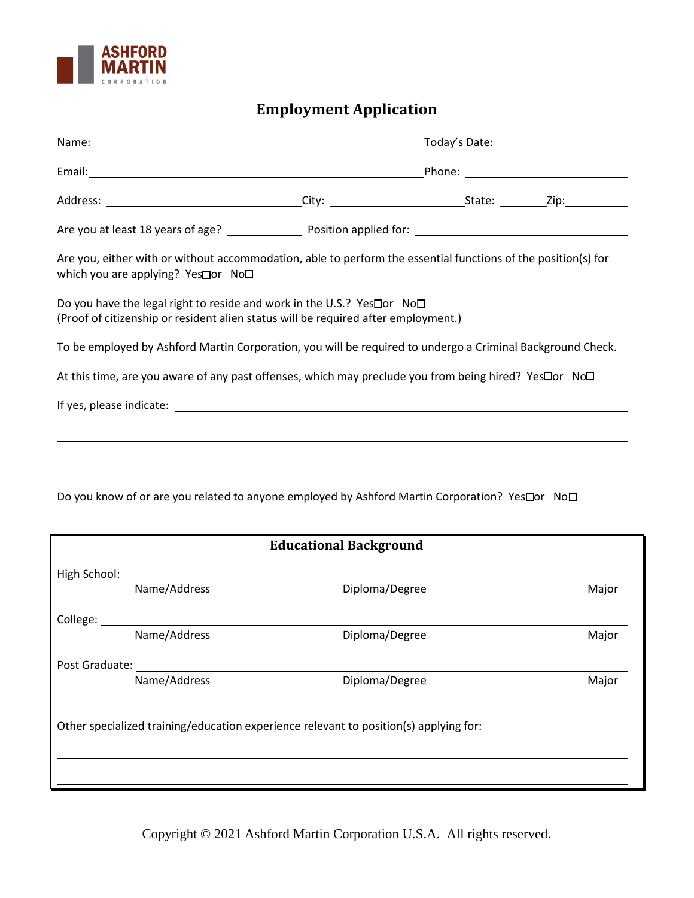ASHFORD MARTIN CORPORATION

# Employment Application

Name: ______________________________ Today's Date: ______________

Email: ______________________________ Phone: ______________

Address: ______________ City: ______________ State: ______ Zip: ______

Are you at least 18 years of age? ________ Position applied for: ______________

Are you, either with or without accommodation, able to perform the essential functions of the position(s) for which you are applying? Yes☐or No☐

Do you have the legal right to reside and work in the U.S.? Yes☐or No☐
(Proof of citizenship or resident alien status will be required after employment.)

To be employed by Ashford Martin Corporation, you will be required to undergo a Criminal Background Check.

At this time, are you aware of any past offenses, which may preclude you from being hired? Yes☐or No☐

If yes, please indicate: ______________________________

Do you know of or are you related to anyone employed by Ashford Martin Corporation? Yes☐or No☐

## Educational Background

High School: ______________________________
Name/Address | Diploma/Degree | Major

College: ______________________________
Name/Address | Diploma/Degree | Major

Post Graduate: ______________________________
Name/Address | Diploma/Degree | Major

Other specialized training/education experience relevant to position(s) applying for: ______________

Copyright © 2021 Ashford Martin Corporation U.S.A. All rights reserved.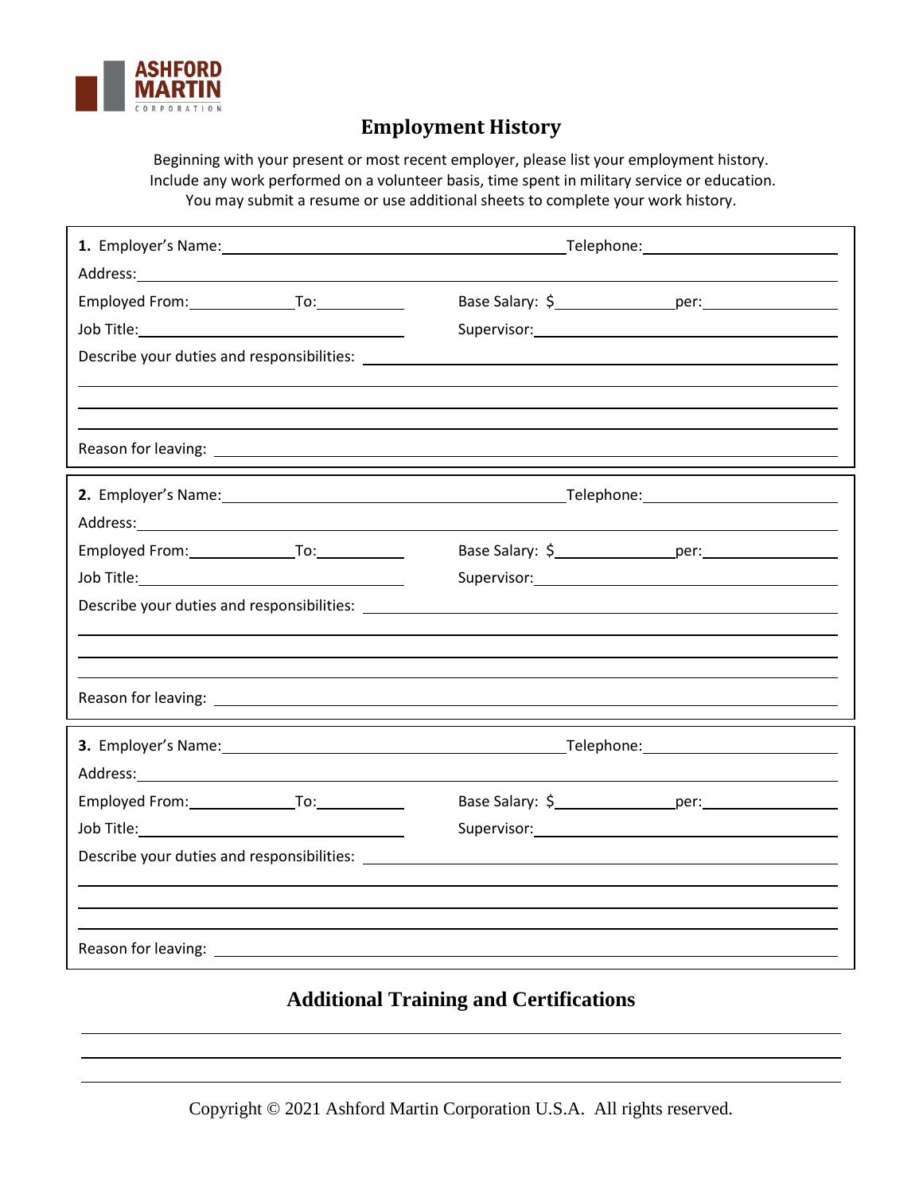ASHFORD MARTIN CORPORATION

# Employment History

Beginning with your present or most recent employer, please list your employment history. Include any work performed on a volunteer basis, time spent in military service or education. You may submit a resume or use additional sheets to complete your work history.

**1.** Employer's Name: ______________________ Telephone: ______________

Address: ______________________________________________

Employed From: __________ To: __________ Base Salary: $__________ per: __________

Job Title: ______________________ Supervisor: ______________________

Describe your duties and responsibilities: ______________________________

______________________________________________

______________________________________________

______________________________________________

Reason for leaving: ______________________________________________

**2.** Employer's Name: ______________________ Telephone: ______________

Address: ______________________________________________

Employed From: __________ To: __________ Base Salary: $__________ per: __________

Job Title: ______________________ Supervisor: ______________________

Describe your duties and responsibilities: ______________________________

______________________________________________

______________________________________________

______________________________________________

Reason for leaving: ______________________________________________

**3.** Employer's Name: ______________________ Telephone: ______________

Address: ______________________________________________

Employed From: __________ To: __________ Base Salary: $__________ per: __________

Job Title: ______________________ Supervisor: ______________________

Describe your duties and responsibilities: ______________________________

______________________________________________

______________________________________________

______________________________________________

Reason for leaving: ______________________________________________

## Additional Training and Certifications

______________________________________________

______________________________________________

______________________________________________

Copyright © 2021 Ashford Martin Corporation U.S.A. All rights reserved.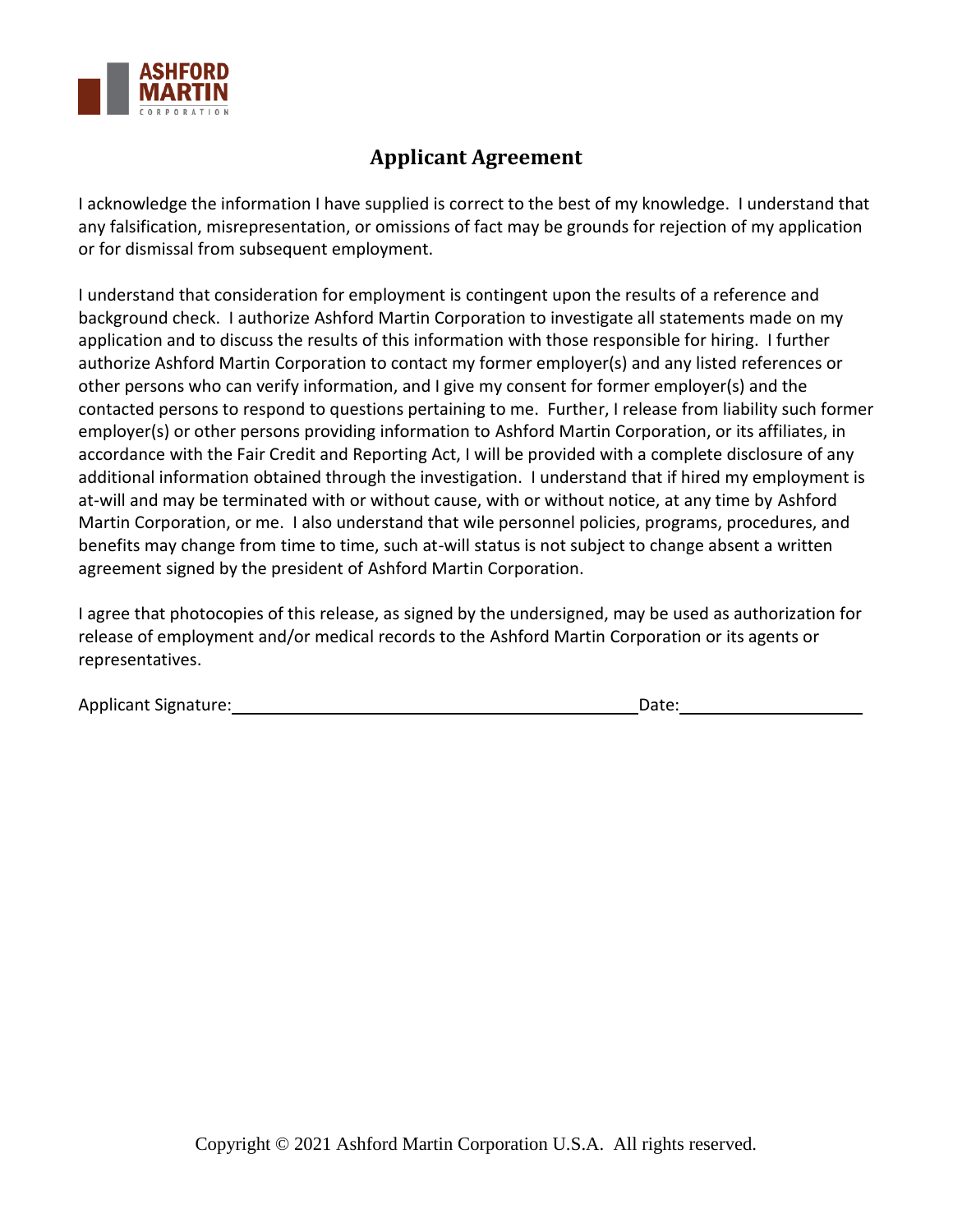ASHFORD MARTIN CORPORATION

# Applicant Agreement

I acknowledge the information I have supplied is correct to the best of my knowledge. I understand that any falsification, misrepresentation, or omissions of fact may be grounds for rejection of my application or for dismissal from subsequent employment.

I understand that consideration for employment is contingent upon the results of a reference and background check. I authorize Ashford Martin Corporation to investigate all statements made on my application and to discuss the results of this information with those responsible for hiring. I further authorize Ashford Martin Corporation to contact my former employer(s) and any listed references or other persons who can verify information, and I give my consent for former employer(s) and the contacted persons to respond to questions pertaining to me. Further, I release from liability such former employer(s) or other persons providing information to Ashford Martin Corporation, or its affiliates, in accordance with the Fair Credit and Reporting Act, I will be provided with a complete disclosure of any additional information obtained through the investigation. I understand that if hired my employment is at-will and may be terminated with or without cause, with or without notice, at any time by Ashford Martin Corporation, or me. I also understand that wile personnel policies, programs, procedures, and benefits may change from time to time, such at-will status is not subject to change absent a written agreement signed by the president of Ashford Martin Corporation.

I agree that photocopies of this release, as signed by the undersigned, may be used as authorization for release of employment and/or medical records to the Ashford Martin Corporation or its agents or representatives.

Applicant Signature:\_\_\_\_\_\_\_\_\_\_\_\_\_\_\_\_\_\_\_\_\_\_\_\_\_\_\_\_\_\_\_\_\_\_\_\_\_\_\_\_ Date:\_\_\_\_\_\_\_\_\_\_\_\_\_\_\_\_\_\_\_\_

Copyright © 2021 Ashford Martin Corporation U.S.A. All rights reserved.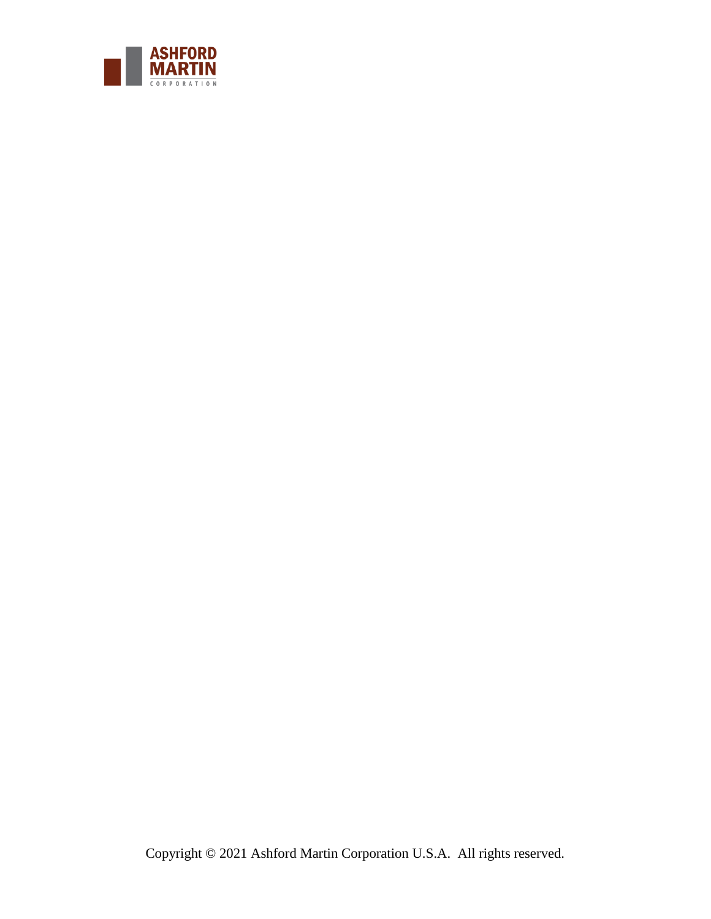ASHFORD MARTIN

CORPORATION

Copyright © 2021 Ashford Martin Corporation U.S.A. All rights reserved.